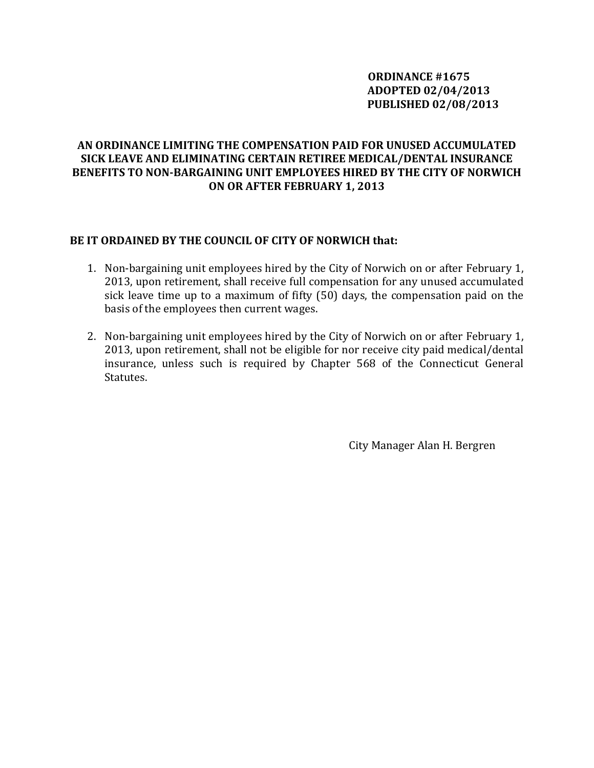**ORDINANCE #1675**
**ADOPTED 02/04/2013**
**PUBLISHED 02/08/2013**

# AN ORDINANCE LIMITING THE COMPENSATION PAID FOR UNUSED ACCUMULATED SICK LEAVE AND ELIMINATING CERTAIN RETIREE MEDICAL/DENTAL INSURANCE BENEFITS TO NON-BARGAINING UNIT EMPLOYEES HIRED BY THE CITY OF NORWICH ON OR AFTER FEBRUARY 1, 2013

**BE IT ORDAINED BY THE COUNCIL OF CITY OF NORWICH that:**

1. Non-bargaining unit employees hired by the City of Norwich on or after February 1, 2013, upon retirement, shall receive full compensation for any unused accumulated sick leave time up to a maximum of fifty (50) days, the compensation paid on the basis of the employees then current wages.

2. Non-bargaining unit employees hired by the City of Norwich on or after February 1, 2013, upon retirement, shall not be eligible for nor receive city paid medical/dental insurance, unless such is required by Chapter 568 of the Connecticut General Statutes.

City Manager Alan H. Bergren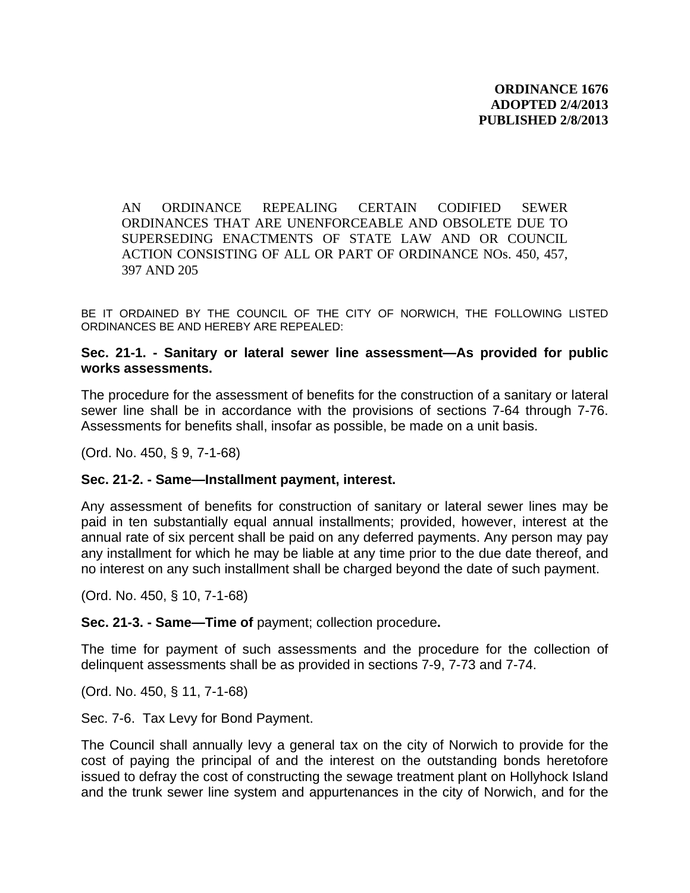**ORDINANCE 1676**
**ADOPTED 2/4/2013**
**PUBLISHED 2/8/2013**

AN ORDINANCE REPEALING CERTAIN CODIFIED SEWER ORDINANCES THAT ARE UNENFORCEABLE AND OBSOLETE DUE TO SUPERSEDING ENACTMENTS OF STATE LAW AND OR COUNCIL ACTION CONSISTING OF ALL OR PART OF ORDINANCE NOs. 450, 457, 397 AND 205

BE IT ORDAINED BY THE COUNCIL OF THE CITY OF NORWICH, THE FOLLOWING LISTED ORDINANCES BE AND HEREBY ARE REPEALED:

**Sec. 21-1. - Sanitary or lateral sewer line assessment—As provided for public works assessments.**

The procedure for the assessment of benefits for the construction of a sanitary or lateral sewer line shall be in accordance with the provisions of sections 7-64 through 7-76. Assessments for benefits shall, insofar as possible, be made on a unit basis.

(Ord. No. 450, § 9, 7-1-68)

**Sec. 21-2. - Same—Installment payment, interest.**

Any assessment of benefits for construction of sanitary or lateral sewer lines may be paid in ten substantially equal annual installments; provided, however, interest at the annual rate of six percent shall be paid on any deferred payments. Any person may pay any installment for which he may be liable at any time prior to the due date thereof, and no interest on any such installment shall be charged beyond the date of such payment.

(Ord. No. 450, § 10, 7-1-68)

**Sec. 21-3. - Same—Time of** payment; collection procedure**.**

The time for payment of such assessments and the procedure for the collection of delinquent assessments shall be as provided in sections 7-9, 7-73 and 7-74.

(Ord. No. 450, § 11, 7-1-68)

Sec. 7-6. Tax Levy for Bond Payment.

The Council shall annually levy a general tax on the city of Norwich to provide for the cost of paying the principal of and the interest on the outstanding bonds heretofore issued to defray the cost of constructing the sewage treatment plant on Hollyhock Island and the trunk sewer line system and appurtenances in the city of Norwich, and for the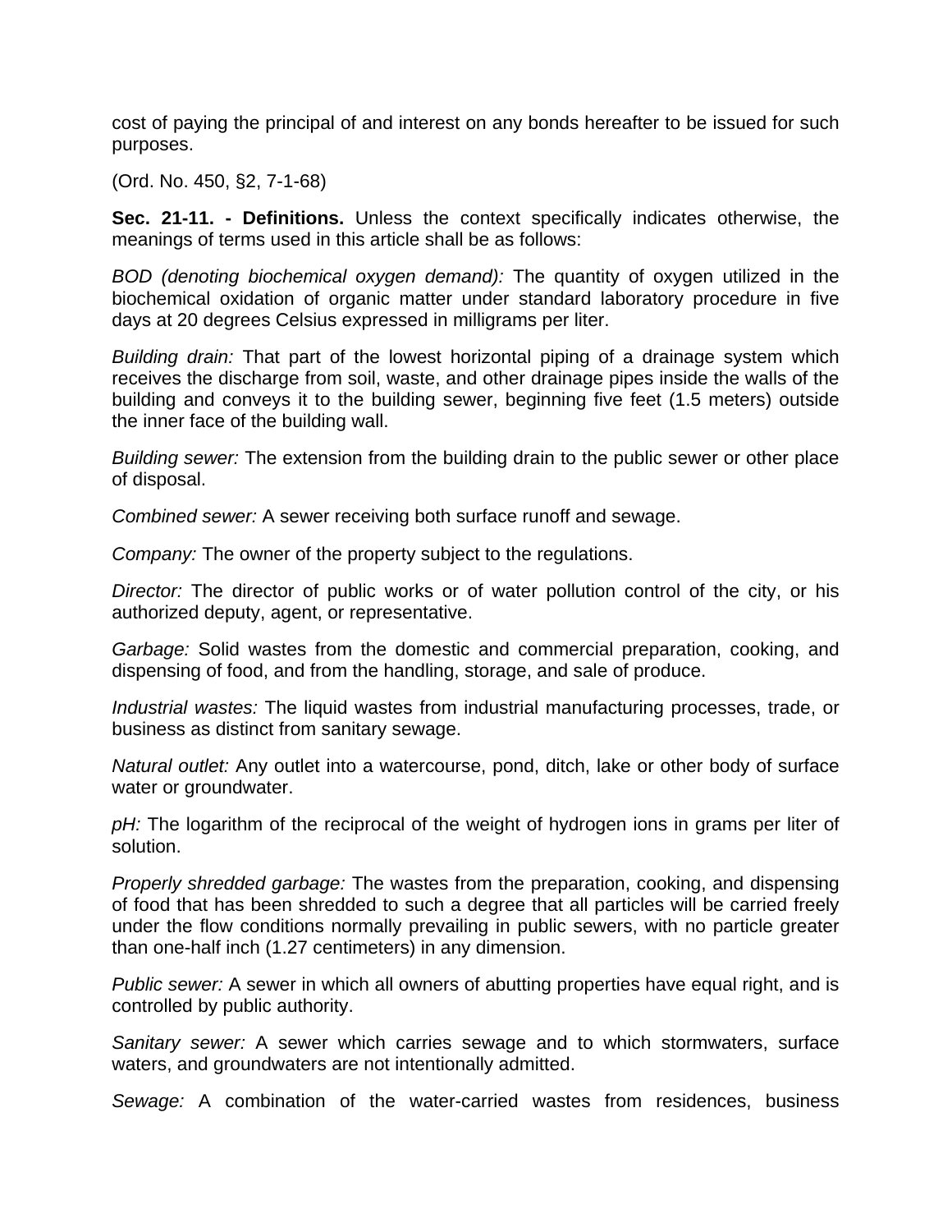cost of paying the principal of and interest on any bonds hereafter to be issued for such purposes.

(Ord. No. 450, §2, 7-1-68)

**Sec. 21-11. - Definitions.** Unless the context specifically indicates otherwise, the meanings of terms used in this article shall be as follows:

*BOD (denoting biochemical oxygen demand):* The quantity of oxygen utilized in the biochemical oxidation of organic matter under standard laboratory procedure in five days at 20 degrees Celsius expressed in milligrams per liter.

*Building drain:* That part of the lowest horizontal piping of a drainage system which receives the discharge from soil, waste, and other drainage pipes inside the walls of the building and conveys it to the building sewer, beginning five feet (1.5 meters) outside the inner face of the building wall.

*Building sewer:* The extension from the building drain to the public sewer or other place of disposal.

*Combined sewer:* A sewer receiving both surface runoff and sewage.

*Company:* The owner of the property subject to the regulations.

*Director:* The director of public works or of water pollution control of the city, or his authorized deputy, agent, or representative.

*Garbage:* Solid wastes from the domestic and commercial preparation, cooking, and dispensing of food, and from the handling, storage, and sale of produce.

*Industrial wastes:* The liquid wastes from industrial manufacturing processes, trade, or business as distinct from sanitary sewage.

*Natural outlet:* Any outlet into a watercourse, pond, ditch, lake or other body of surface water or groundwater.

*pH:* The logarithm of the reciprocal of the weight of hydrogen ions in grams per liter of solution.

*Properly shredded garbage:* The wastes from the preparation, cooking, and dispensing of food that has been shredded to such a degree that all particles will be carried freely under the flow conditions normally prevailing in public sewers, with no particle greater than one-half inch (1.27 centimeters) in any dimension.

*Public sewer:* A sewer in which all owners of abutting properties have equal right, and is controlled by public authority.

*Sanitary sewer:* A sewer which carries sewage and to which stormwaters, surface waters, and groundwaters are not intentionally admitted.

*Sewage:* A combination of the water-carried wastes from residences, business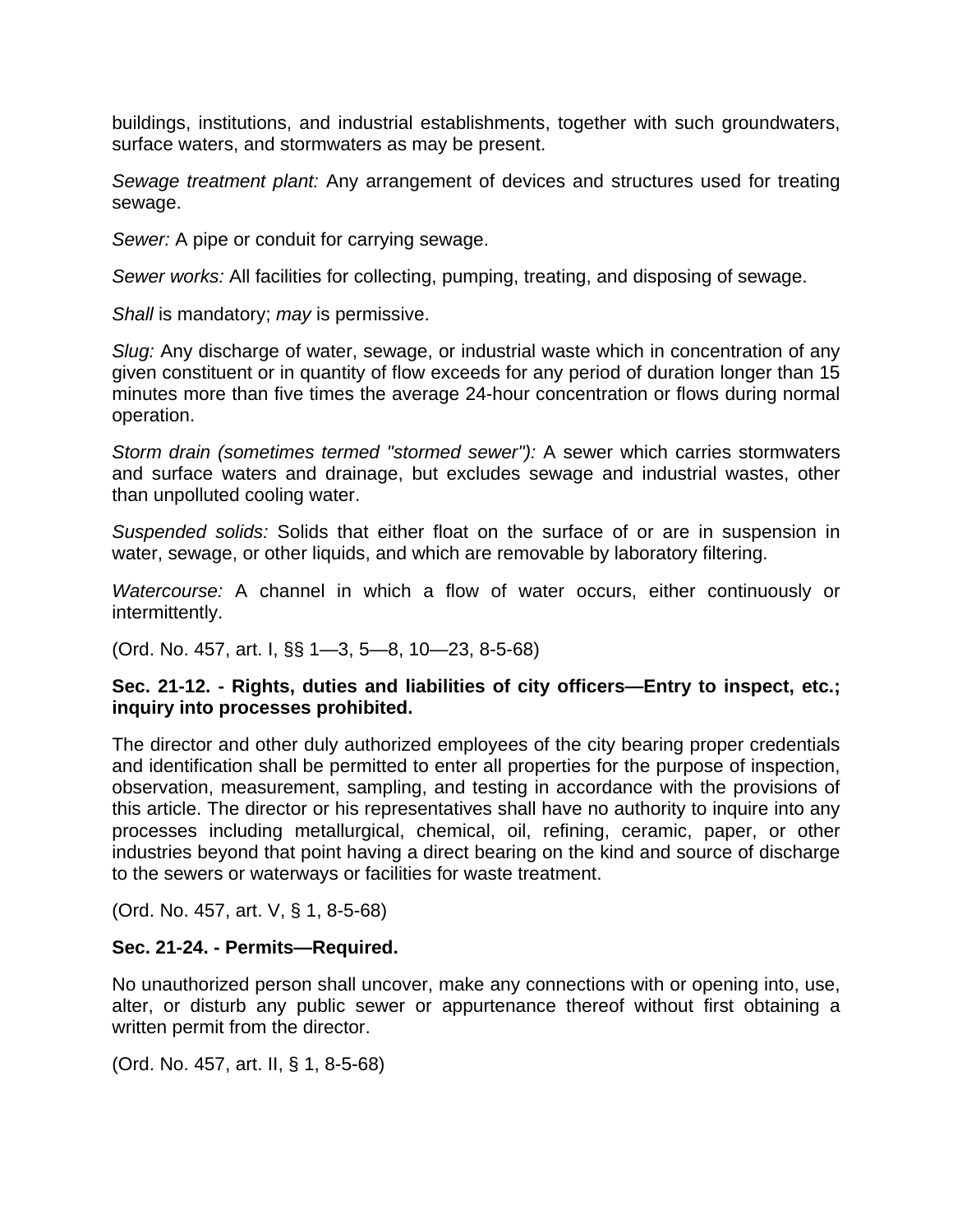buildings, institutions, and industrial establishments, together with such groundwaters, surface waters, and stormwaters as may be present.

*Sewage treatment plant:* Any arrangement of devices and structures used for treating sewage.

*Sewer:* A pipe or conduit for carrying sewage.

*Sewer works:* All facilities for collecting, pumping, treating, and disposing of sewage.

*Shall* is mandatory; *may* is permissive.

*Slug:* Any discharge of water, sewage, or industrial waste which in concentration of any given constituent or in quantity of flow exceeds for any period of duration longer than 15 minutes more than five times the average 24-hour concentration or flows during normal operation.

*Storm drain (sometimes termed "stormed sewer"):* A sewer which carries stormwaters and surface waters and drainage, but excludes sewage and industrial wastes, other than unpolluted cooling water.

*Suspended solids:* Solids that either float on the surface of or are in suspension in water, sewage, or other liquids, and which are removable by laboratory filtering.

*Watercourse:* A channel in which a flow of water occurs, either continuously or intermittently.

(Ord. No. 457, art. I, §§ 1—3, 5—8, 10—23, 8-5-68)

**Sec. 21-12. - Rights, duties and liabilities of city officers—Entry to inspect, etc.; inquiry into processes prohibited.**

The director and other duly authorized employees of the city bearing proper credentials and identification shall be permitted to enter all properties for the purpose of inspection, observation, measurement, sampling, and testing in accordance with the provisions of this article. The director or his representatives shall have no authority to inquire into any processes including metallurgical, chemical, oil, refining, ceramic, paper, or other industries beyond that point having a direct bearing on the kind and source of discharge to the sewers or waterways or facilities for waste treatment.

(Ord. No. 457, art. V, § 1, 8-5-68)

**Sec. 21-24. - Permits—Required.**

No unauthorized person shall uncover, make any connections with or opening into, use, alter, or disturb any public sewer or appurtenance thereof without first obtaining a written permit from the director.

(Ord. No. 457, art. II, § 1, 8-5-68)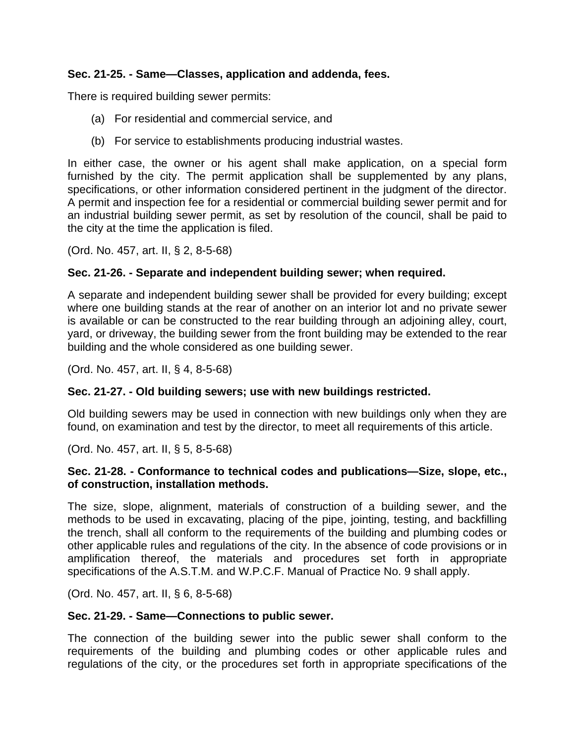**Sec. 21-25. - Same—Classes, application and addenda, fees.**

There is required building sewer permits:

(a) For residential and commercial service, and

(b) For service to establishments producing industrial wastes.

In either case, the owner or his agent shall make application, on a special form furnished by the city. The permit application shall be supplemented by any plans, specifications, or other information considered pertinent in the judgment of the director. A permit and inspection fee for a residential or commercial building sewer permit and for an industrial building sewer permit, as set by resolution of the council, shall be paid to the city at the time the application is filed.

(Ord. No. 457, art. II, § 2, 8-5-68)

**Sec. 21-26. - Separate and independent building sewer; when required.**

A separate and independent building sewer shall be provided for every building; except where one building stands at the rear of another on an interior lot and no private sewer is available or can be constructed to the rear building through an adjoining alley, court, yard, or driveway, the building sewer from the front building may be extended to the rear building and the whole considered as one building sewer.

(Ord. No. 457, art. II, § 4, 8-5-68)

**Sec. 21-27. - Old building sewers; use with new buildings restricted.**

Old building sewers may be used in connection with new buildings only when they are found, on examination and test by the director, to meet all requirements of this article.

(Ord. No. 457, art. II, § 5, 8-5-68)

**Sec. 21-28. - Conformance to technical codes and publications—Size, slope, etc., of construction, installation methods.**

The size, slope, alignment, materials of construction of a building sewer, and the methods to be used in excavating, placing of the pipe, jointing, testing, and backfilling the trench, shall all conform to the requirements of the building and plumbing codes or other applicable rules and regulations of the city. In the absence of code provisions or in amplification thereof, the materials and procedures set forth in appropriate specifications of the A.S.T.M. and W.P.C.F. Manual of Practice No. 9 shall apply.

(Ord. No. 457, art. II, § 6, 8-5-68)

**Sec. 21-29. - Same—Connections to public sewer.**

The connection of the building sewer into the public sewer shall conform to the requirements of the building and plumbing codes or other applicable rules and regulations of the city, or the procedures set forth in appropriate specifications of the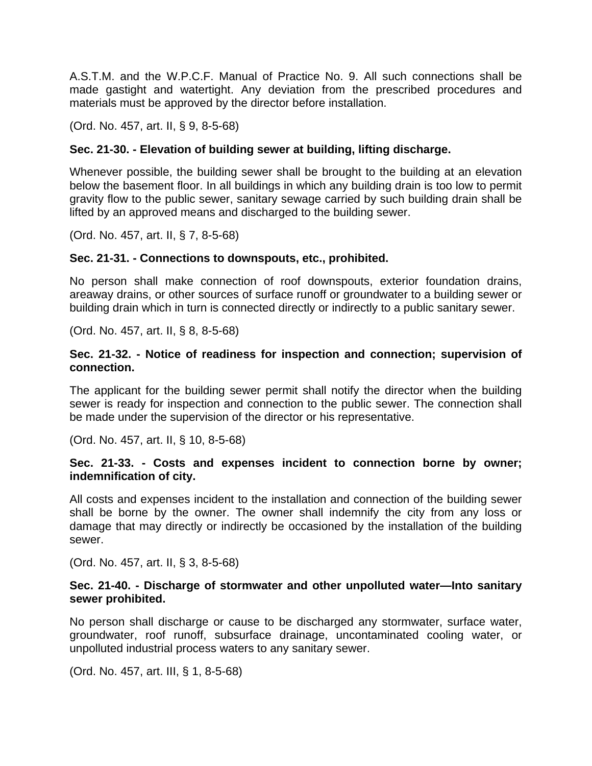A.S.T.M. and the W.P.C.F. Manual of Practice No. 9. All such connections shall be made gastight and watertight. Any deviation from the prescribed procedures and materials must be approved by the director before installation.

(Ord. No. 457, art. II, § 9, 8-5-68)

**Sec. 21-30. - Elevation of building sewer at building, lifting discharge.**

Whenever possible, the building sewer shall be brought to the building at an elevation below the basement floor. In all buildings in which any building drain is too low to permit gravity flow to the public sewer, sanitary sewage carried by such building drain shall be lifted by an approved means and discharged to the building sewer.

(Ord. No. 457, art. II, § 7, 8-5-68)

**Sec. 21-31. - Connections to downspouts, etc., prohibited.**

No person shall make connection of roof downspouts, exterior foundation drains, areaway drains, or other sources of surface runoff or groundwater to a building sewer or building drain which in turn is connected directly or indirectly to a public sanitary sewer.

(Ord. No. 457, art. II, § 8, 8-5-68)

**Sec. 21-32. - Notice of readiness for inspection and connection; supervision of connection.**

The applicant for the building sewer permit shall notify the director when the building sewer is ready for inspection and connection to the public sewer. The connection shall be made under the supervision of the director or his representative.

(Ord. No. 457, art. II, § 10, 8-5-68)

**Sec. 21-33. - Costs and expenses incident to connection borne by owner; indemnification of city.**

All costs and expenses incident to the installation and connection of the building sewer shall be borne by the owner. The owner shall indemnify the city from any loss or damage that may directly or indirectly be occasioned by the installation of the building sewer.

(Ord. No. 457, art. II, § 3, 8-5-68)

**Sec. 21-40. - Discharge of stormwater and other unpolluted water—Into sanitary sewer prohibited.**

No person shall discharge or cause to be discharged any stormwater, surface water, groundwater, roof runoff, subsurface drainage, uncontaminated cooling water, or unpolluted industrial process waters to any sanitary sewer.

(Ord. No. 457, art. III, § 1, 8-5-68)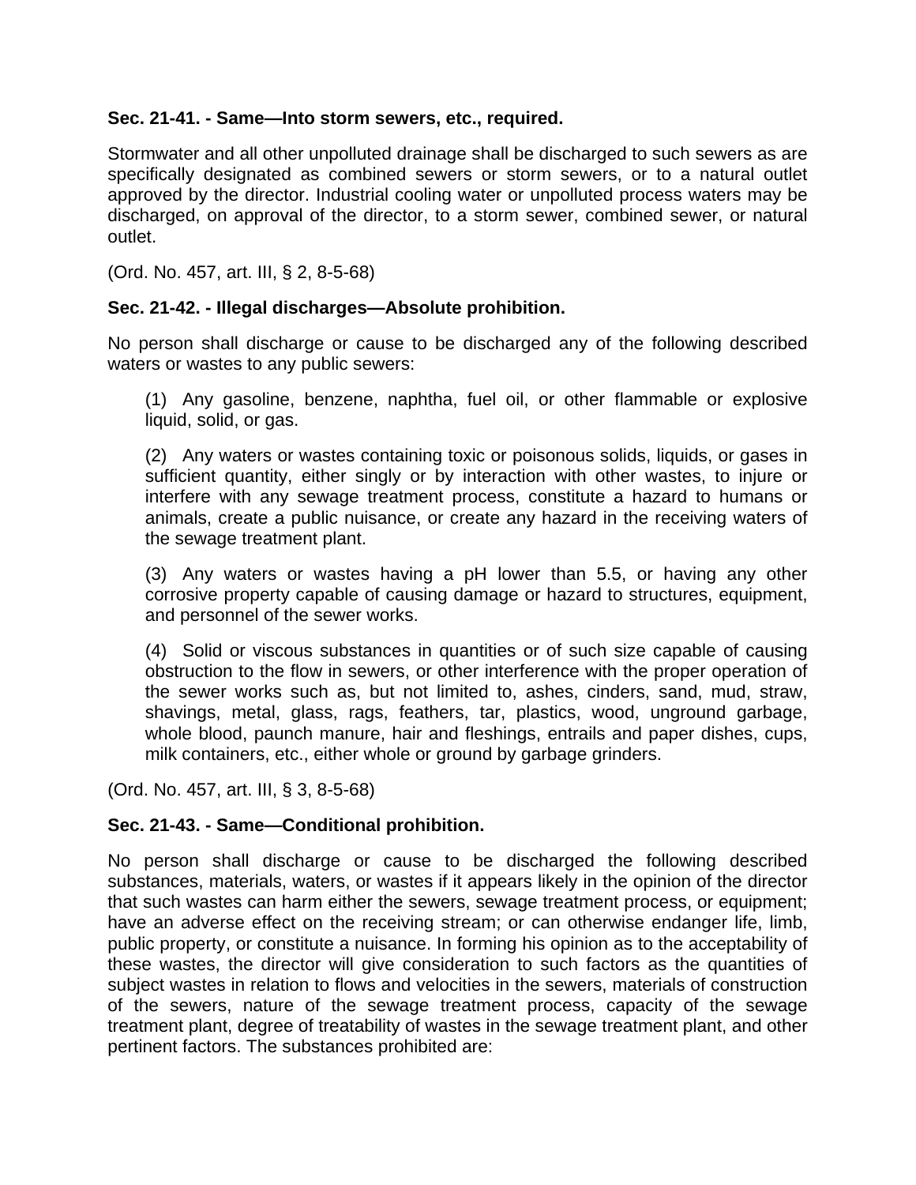**Sec. 21-41. - Same—Into storm sewers, etc., required.**

Stormwater and all other unpolluted drainage shall be discharged to such sewers as are specifically designated as combined sewers or storm sewers, or to a natural outlet approved by the director. Industrial cooling water or unpolluted process waters may be discharged, on approval of the director, to a storm sewer, combined sewer, or natural outlet.

(Ord. No. 457, art. III, § 2, 8-5-68)

**Sec. 21-42. - Illegal discharges—Absolute prohibition.**

No person shall discharge or cause to be discharged any of the following described waters or wastes to any public sewers:

(1) Any gasoline, benzene, naphtha, fuel oil, or other flammable or explosive liquid, solid, or gas.

(2) Any waters or wastes containing toxic or poisonous solids, liquids, or gases in sufficient quantity, either singly or by interaction with other wastes, to injure or interfere with any sewage treatment process, constitute a hazard to humans or animals, create a public nuisance, or create any hazard in the receiving waters of the sewage treatment plant.

(3) Any waters or wastes having a pH lower than 5.5, or having any other corrosive property capable of causing damage or hazard to structures, equipment, and personnel of the sewer works.

(4) Solid or viscous substances in quantities or of such size capable of causing obstruction to the flow in sewers, or other interference with the proper operation of the sewer works such as, but not limited to, ashes, cinders, sand, mud, straw, shavings, metal, glass, rags, feathers, tar, plastics, wood, unground garbage, whole blood, paunch manure, hair and fleshings, entrails and paper dishes, cups, milk containers, etc., either whole or ground by garbage grinders.

(Ord. No. 457, art. III, § 3, 8-5-68)

**Sec. 21-43. - Same—Conditional prohibition.**

No person shall discharge or cause to be discharged the following described substances, materials, waters, or wastes if it appears likely in the opinion of the director that such wastes can harm either the sewers, sewage treatment process, or equipment; have an adverse effect on the receiving stream; or can otherwise endanger life, limb, public property, or constitute a nuisance. In forming his opinion as to the acceptability of these wastes, the director will give consideration to such factors as the quantities of subject wastes in relation to flows and velocities in the sewers, materials of construction of the sewers, nature of the sewage treatment process, capacity of the sewage treatment plant, degree of treatability of wastes in the sewage treatment plant, and other pertinent factors. The substances prohibited are: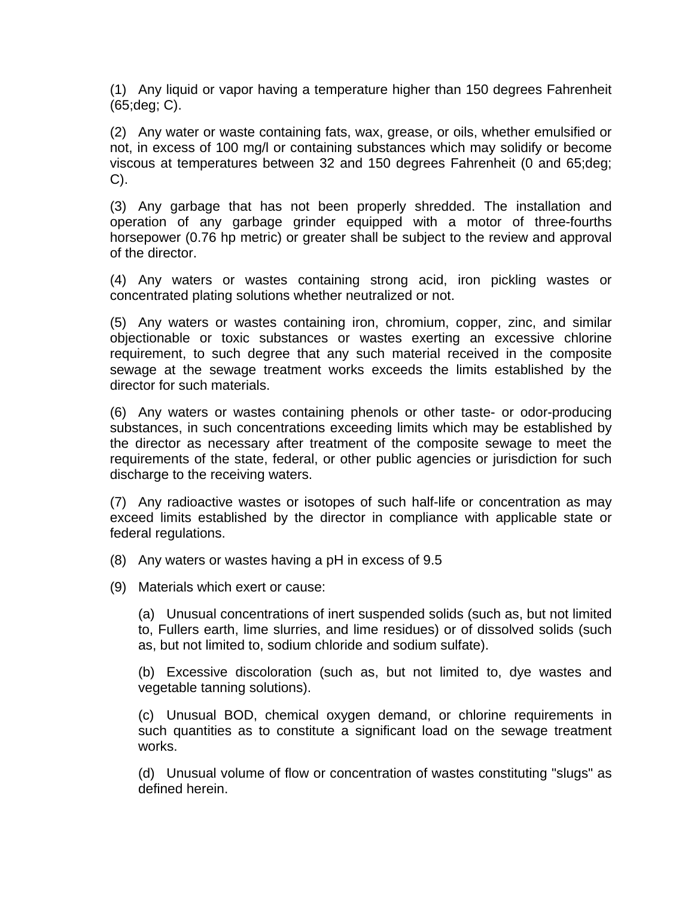(1) Any liquid or vapor having a temperature higher than 150 degrees Fahrenheit (65;deg; C).

(2) Any water or waste containing fats, wax, grease, or oils, whether emulsified or not, in excess of 100 mg/l or containing substances which may solidify or become viscous at temperatures between 32 and 150 degrees Fahrenheit (0 and 65;deg; C).

(3) Any garbage that has not been properly shredded. The installation and operation of any garbage grinder equipped with a motor of three-fourths horsepower (0.76 hp metric) or greater shall be subject to the review and approval of the director.

(4) Any waters or wastes containing strong acid, iron pickling wastes or concentrated plating solutions whether neutralized or not.

(5) Any waters or wastes containing iron, chromium, copper, zinc, and similar objectionable or toxic substances or wastes exerting an excessive chlorine requirement, to such degree that any such material received in the composite sewage at the sewage treatment works exceeds the limits established by the director for such materials.

(6) Any waters or wastes containing phenols or other taste- or odor-producing substances, in such concentrations exceeding limits which may be established by the director as necessary after treatment of the composite sewage to meet the requirements of the state, federal, or other public agencies or jurisdiction for such discharge to the receiving waters.

(7) Any radioactive wastes or isotopes of such half-life or concentration as may exceed limits established by the director in compliance with applicable state or federal regulations.

(8) Any waters or wastes having a pH in excess of 9.5

(9) Materials which exert or cause:

(a) Unusual concentrations of inert suspended solids (such as, but not limited to, Fullers earth, lime slurries, and lime residues) or of dissolved solids (such as, but not limited to, sodium chloride and sodium sulfate).

(b) Excessive discoloration (such as, but not limited to, dye wastes and vegetable tanning solutions).

(c) Unusual BOD, chemical oxygen demand, or chlorine requirements in such quantities as to constitute a significant load on the sewage treatment works.

(d) Unusual volume of flow or concentration of wastes constituting "slugs" as defined herein.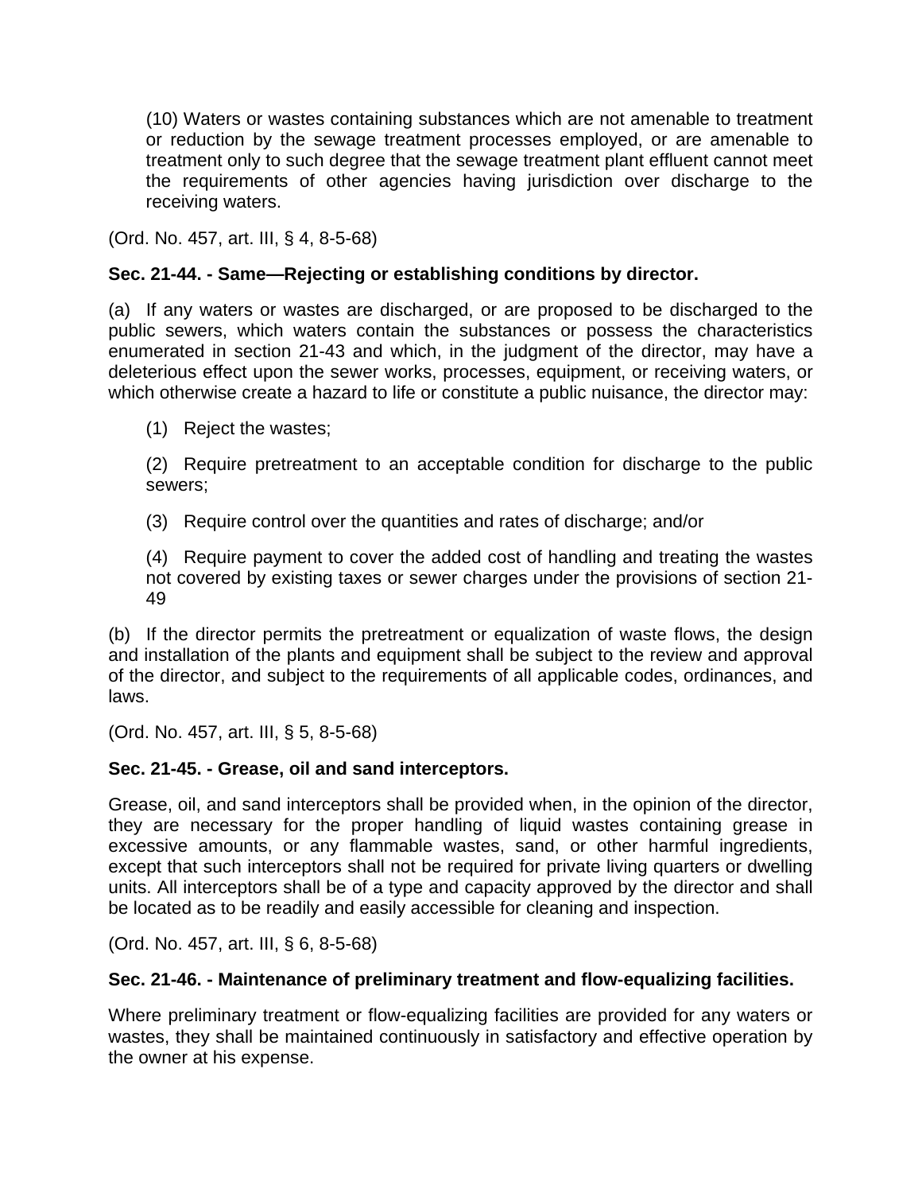(10) Waters or wastes containing substances which are not amenable to treatment or reduction by the sewage treatment processes employed, or are amenable to treatment only to such degree that the sewage treatment plant effluent cannot meet the requirements of other agencies having jurisdiction over discharge to the receiving waters.

(Ord. No. 457, art. III, § 4, 8-5-68)

**Sec. 21-44. - Same—Rejecting or establishing conditions by director.**

(a) If any waters or wastes are discharged, or are proposed to be discharged to the public sewers, which waters contain the substances or possess the characteristics enumerated in section 21-43 and which, in the judgment of the director, may have a deleterious effect upon the sewer works, processes, equipment, or receiving waters, or which otherwise create a hazard to life or constitute a public nuisance, the director may:

(1) Reject the wastes;

(2) Require pretreatment to an acceptable condition for discharge to the public sewers;

(3) Require control over the quantities and rates of discharge; and/or

(4) Require payment to cover the added cost of handling and treating the wastes not covered by existing taxes or sewer charges under the provisions of section 21-49

(b) If the director permits the pretreatment or equalization of waste flows, the design and installation of the plants and equipment shall be subject to the review and approval of the director, and subject to the requirements of all applicable codes, ordinances, and laws.

(Ord. No. 457, art. III, § 5, 8-5-68)

**Sec. 21-45. - Grease, oil and sand interceptors.**

Grease, oil, and sand interceptors shall be provided when, in the opinion of the director, they are necessary for the proper handling of liquid wastes containing grease in excessive amounts, or any flammable wastes, sand, or other harmful ingredients, except that such interceptors shall not be required for private living quarters or dwelling units. All interceptors shall be of a type and capacity approved by the director and shall be located as to be readily and easily accessible for cleaning and inspection.

(Ord. No. 457, art. III, § 6, 8-5-68)

**Sec. 21-46. - Maintenance of preliminary treatment and flow-equalizing facilities.**

Where preliminary treatment or flow-equalizing facilities are provided for any waters or wastes, they shall be maintained continuously in satisfactory and effective operation by the owner at his expense.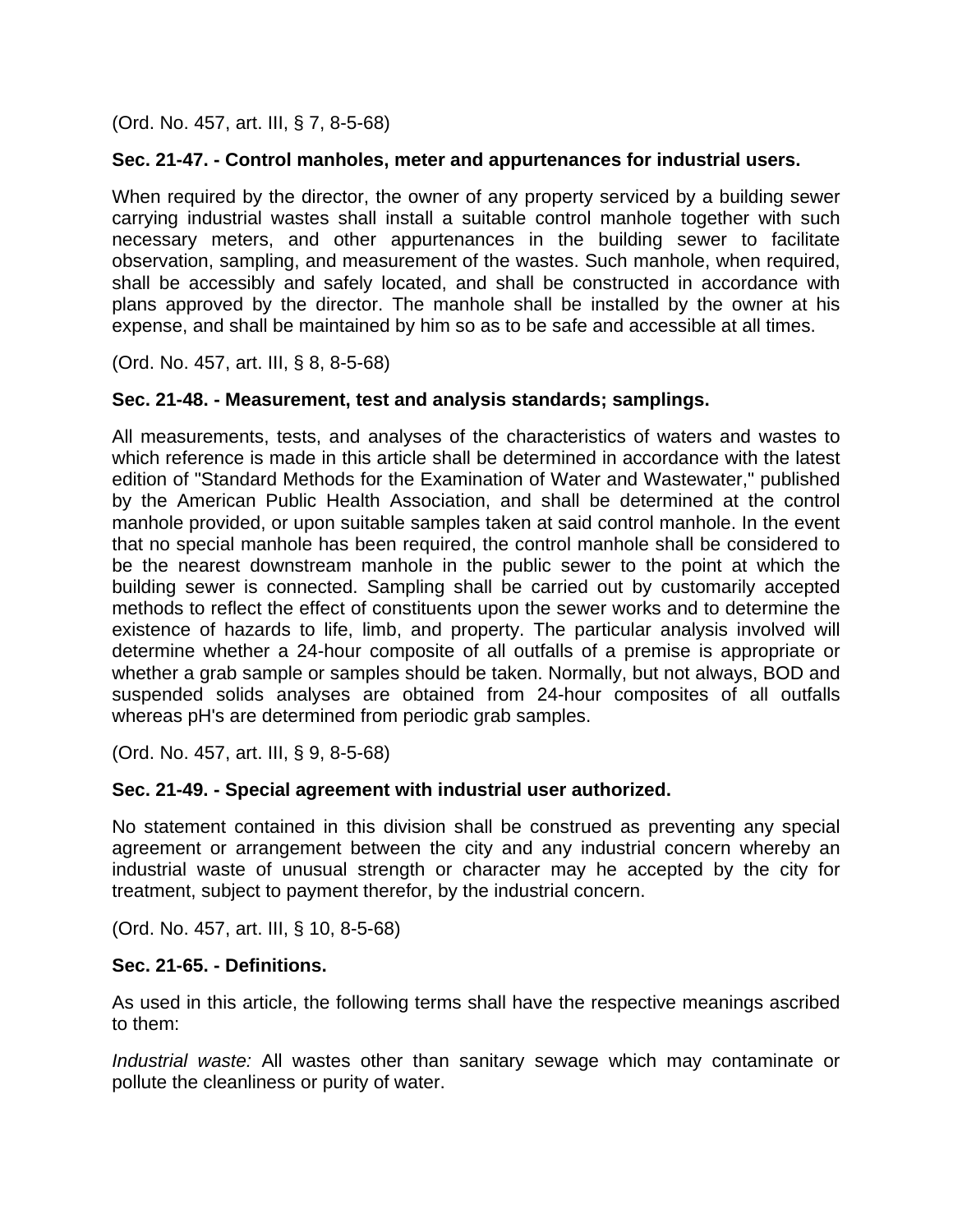(Ord. No. 457, art. III, § 7, 8-5-68)

**Sec. 21-47. - Control manholes, meter and appurtenances for industrial users.**

When required by the director, the owner of any property serviced by a building sewer carrying industrial wastes shall install a suitable control manhole together with such necessary meters, and other appurtenances in the building sewer to facilitate observation, sampling, and measurement of the wastes. Such manhole, when required, shall be accessibly and safely located, and shall be constructed in accordance with plans approved by the director. The manhole shall be installed by the owner at his expense, and shall be maintained by him so as to be safe and accessible at all times.

(Ord. No. 457, art. III, § 8, 8-5-68)

**Sec. 21-48. - Measurement, test and analysis standards; samplings.**

All measurements, tests, and analyses of the characteristics of waters and wastes to which reference is made in this article shall be determined in accordance with the latest edition of "Standard Methods for the Examination of Water and Wastewater," published by the American Public Health Association, and shall be determined at the control manhole provided, or upon suitable samples taken at said control manhole. In the event that no special manhole has been required, the control manhole shall be considered to be the nearest downstream manhole in the public sewer to the point at which the building sewer is connected. Sampling shall be carried out by customarily accepted methods to reflect the effect of constituents upon the sewer works and to determine the existence of hazards to life, limb, and property. The particular analysis involved will determine whether a 24-hour composite of all outfalls of a premise is appropriate or whether a grab sample or samples should be taken. Normally, but not always, BOD and suspended solids analyses are obtained from 24-hour composites of all outfalls whereas pH's are determined from periodic grab samples.

(Ord. No. 457, art. III, § 9, 8-5-68)

**Sec. 21-49. - Special agreement with industrial user authorized.**

No statement contained in this division shall be construed as preventing any special agreement or arrangement between the city and any industrial concern whereby an industrial waste of unusual strength or character may he accepted by the city for treatment, subject to payment therefor, by the industrial concern.

(Ord. No. 457, art. III, § 10, 8-5-68)

**Sec. 21-65. - Definitions.**

As used in this article, the following terms shall have the respective meanings ascribed to them:

*Industrial waste:* All wastes other than sanitary sewage which may contaminate or pollute the cleanliness or purity of water.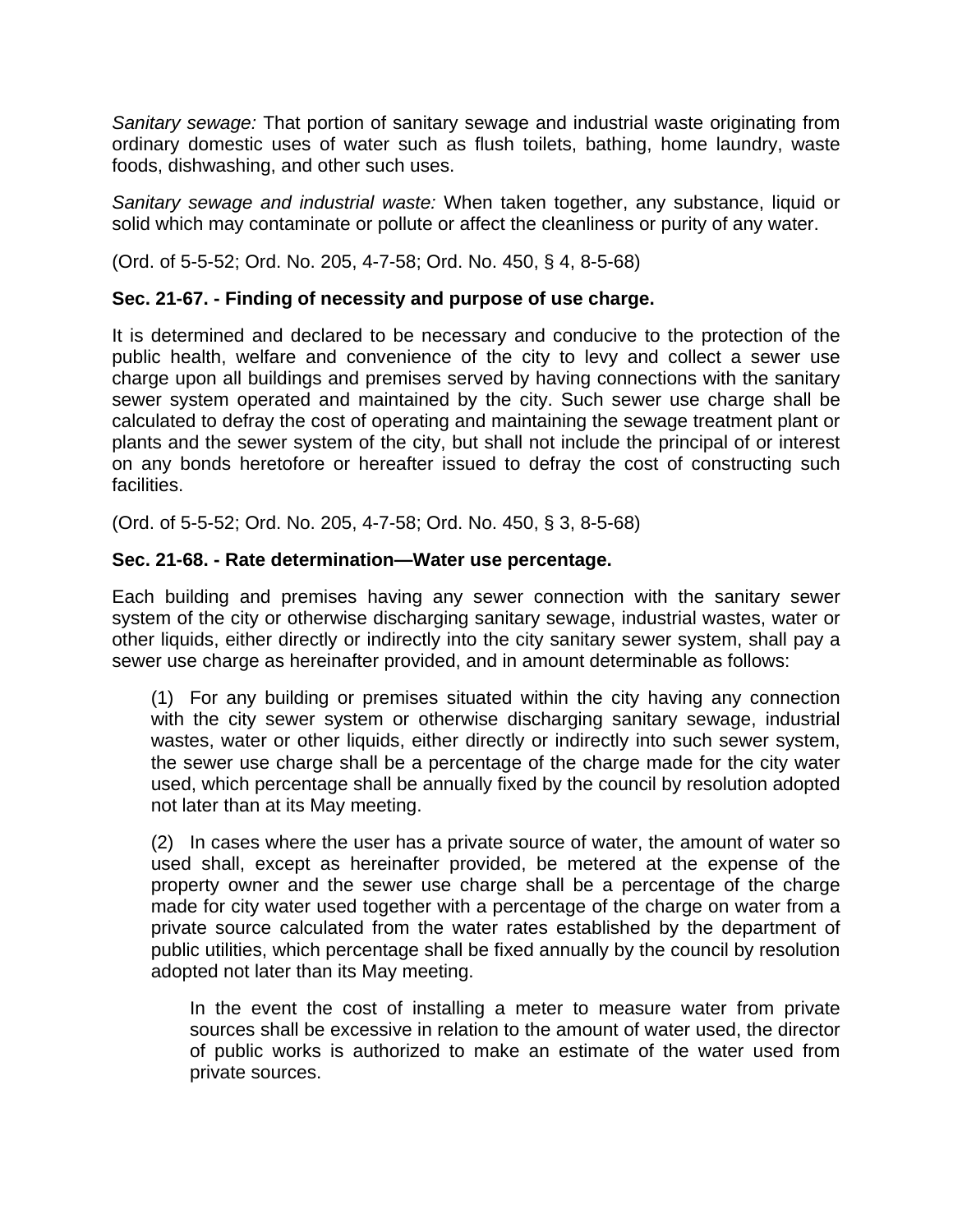*Sanitary sewage:* That portion of sanitary sewage and industrial waste originating from ordinary domestic uses of water such as flush toilets, bathing, home laundry, waste foods, dishwashing, and other such uses.

*Sanitary sewage and industrial waste:* When taken together, any substance, liquid or solid which may contaminate or pollute or affect the cleanliness or purity of any water.

(Ord. of 5-5-52; Ord. No. 205, 4-7-58; Ord. No. 450, § 4, 8-5-68)

**Sec. 21-67. - Finding of necessity and purpose of use charge.**

It is determined and declared to be necessary and conducive to the protection of the public health, welfare and convenience of the city to levy and collect a sewer use charge upon all buildings and premises served by having connections with the sanitary sewer system operated and maintained by the city. Such sewer use charge shall be calculated to defray the cost of operating and maintaining the sewage treatment plant or plants and the sewer system of the city, but shall not include the principal of or interest on any bonds heretofore or hereafter issued to defray the cost of constructing such facilities.

(Ord. of 5-5-52; Ord. No. 205, 4-7-58; Ord. No. 450, § 3, 8-5-68)

**Sec. 21-68. - Rate determination—Water use percentage.**

Each building and premises having any sewer connection with the sanitary sewer system of the city or otherwise discharging sanitary sewage, industrial wastes, water or other liquids, either directly or indirectly into the city sanitary sewer system, shall pay a sewer use charge as hereinafter provided, and in amount determinable as follows:

(1) For any building or premises situated within the city having any connection with the city sewer system or otherwise discharging sanitary sewage, industrial wastes, water or other liquids, either directly or indirectly into such sewer system, the sewer use charge shall be a percentage of the charge made for the city water used, which percentage shall be annually fixed by the council by resolution adopted not later than at its May meeting.

(2) In cases where the user has a private source of water, the amount of water so used shall, except as hereinafter provided, be metered at the expense of the property owner and the sewer use charge shall be a percentage of the charge made for city water used together with a percentage of the charge on water from a private source calculated from the water rates established by the department of public utilities, which percentage shall be fixed annually by the council by resolution adopted not later than its May meeting.

In the event the cost of installing a meter to measure water from private sources shall be excessive in relation to the amount of water used, the director of public works is authorized to make an estimate of the water used from private sources.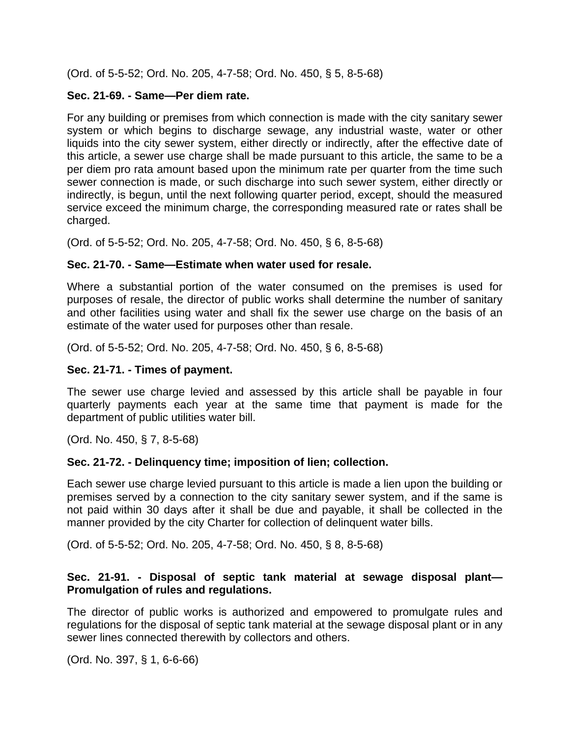(Ord. of 5-5-52; Ord. No. 205, 4-7-58; Ord. No. 450, § 5, 8-5-68)

**Sec. 21-69. - Same—Per diem rate.**

For any building or premises from which connection is made with the city sanitary sewer system or which begins to discharge sewage, any industrial waste, water or other liquids into the city sewer system, either directly or indirectly, after the effective date of this article, a sewer use charge shall be made pursuant to this article, the same to be a per diem pro rata amount based upon the minimum rate per quarter from the time such sewer connection is made, or such discharge into such sewer system, either directly or indirectly, is begun, until the next following quarter period, except, should the measured service exceed the minimum charge, the corresponding measured rate or rates shall be charged.

(Ord. of 5-5-52; Ord. No. 205, 4-7-58; Ord. No. 450, § 6, 8-5-68)

**Sec. 21-70. - Same—Estimate when water used for resale.**

Where a substantial portion of the water consumed on the premises is used for purposes of resale, the director of public works shall determine the number of sanitary and other facilities using water and shall fix the sewer use charge on the basis of an estimate of the water used for purposes other than resale.

(Ord. of 5-5-52; Ord. No. 205, 4-7-58; Ord. No. 450, § 6, 8-5-68)

**Sec. 21-71. - Times of payment.**

The sewer use charge levied and assessed by this article shall be payable in four quarterly payments each year at the same time that payment is made for the department of public utilities water bill.

(Ord. No. 450, § 7, 8-5-68)

**Sec. 21-72. - Delinquency time; imposition of lien; collection.**

Each sewer use charge levied pursuant to this article is made a lien upon the building or premises served by a connection to the city sanitary sewer system, and if the same is not paid within 30 days after it shall be due and payable, it shall be collected in the manner provided by the city Charter for collection of delinquent water bills.

(Ord. of 5-5-52; Ord. No. 205, 4-7-58; Ord. No. 450, § 8, 8-5-68)

**Sec. 21-91. - Disposal of septic tank material at sewage disposal plant—Promulgation of rules and regulations.**

The director of public works is authorized and empowered to promulgate rules and regulations for the disposal of septic tank material at the sewage disposal plant or in any sewer lines connected therewith by collectors and others.

(Ord. No. 397, § 1, 6-6-66)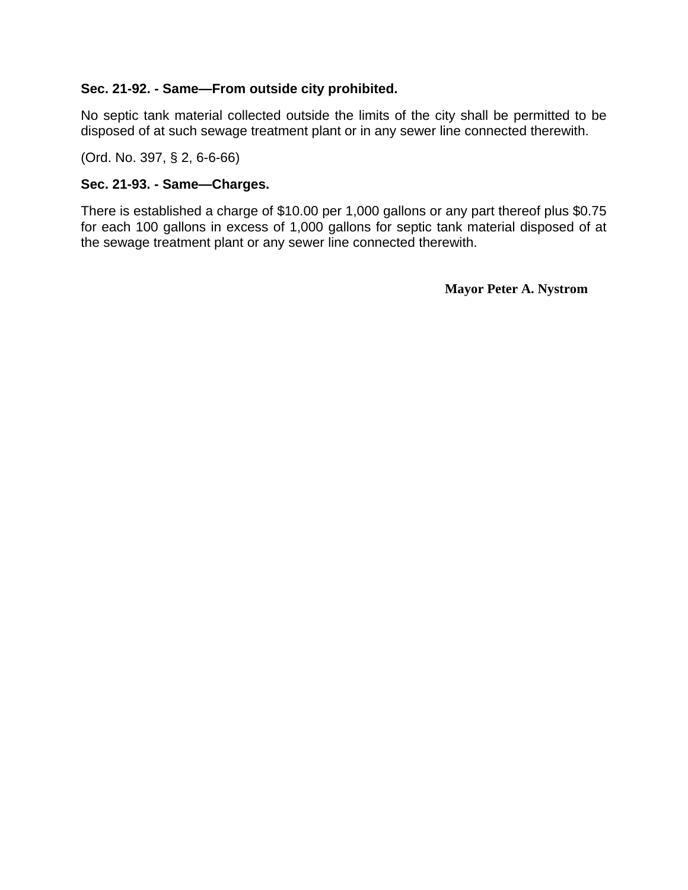**Sec. 21-92. - Same—From outside city prohibited.**

No septic tank material collected outside the limits of the city shall be permitted to be disposed of at such sewage treatment plant or in any sewer line connected therewith.

(Ord. No. 397, § 2, 6-6-66)

**Sec. 21-93. - Same—Charges.**

There is established a charge of $10.00 per 1,000 gallons or any part thereof plus $0.75 for each 100 gallons in excess of 1,000 gallons for septic tank material disposed of at the sewage treatment plant or any sewer line connected therewith.

**Mayor Peter A. Nystrom**